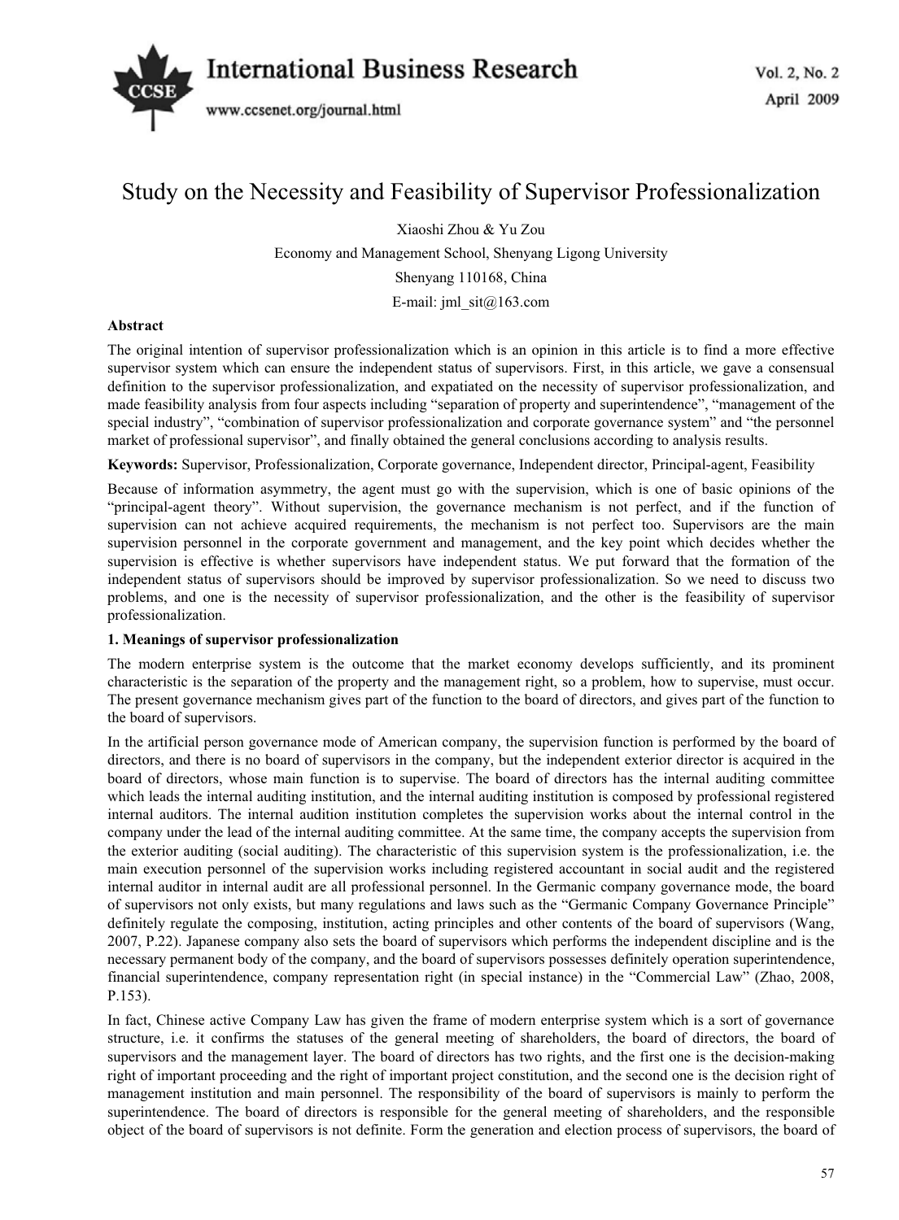# Study on the Necessity and Feasibility of Supervisor Professionalization

Xiaoshi Zhou & Yu Zou

Economy and Management School, Shenyang Ligong University

Shenyang 110168, China

E-mail: jml_sit@163.com

**Abstract**

The original intention of supervisor professionalization which is an opinion in this article is to find a more effective supervisor system which can ensure the independent status of supervisors. First, in this article, we gave a consensual definition to the supervisor professionalization, and expatiated on the necessity of supervisor professionalization, and made feasibility analysis from four aspects including "separation of property and superintendence", "management of the special industry", "combination of supervisor professionalization and corporate governance system" and "the personnel market of professional supervisor", and finally obtained the general conclusions according to analysis results.

**Keywords:** Supervisor, Professionalization, Corporate governance, Independent director, Principal-agent, Feasibility

Because of information asymmetry, the agent must go with the supervision, which is one of basic opinions of the "principal-agent theory". Without supervision, the governance mechanism is not perfect, and if the function of supervision can not achieve acquired requirements, the mechanism is not perfect too. Supervisors are the main supervision personnel in the corporate government and management, and the key point which decides whether the supervision is effective is whether supervisors have independent status. We put forward that the formation of the independent status of supervisors should be improved by supervisor professionalization. So we need to discuss two problems, and one is the necessity of supervisor professionalization, and the other is the feasibility of supervisor professionalization.

## 1. Meanings of supervisor professionalization

The modern enterprise system is the outcome that the market economy develops sufficiently, and its prominent characteristic is the separation of the property and the management right, so a problem, how to supervise, must occur. The present governance mechanism gives part of the function to the board of directors, and gives part of the function to the board of supervisors.

In the artificial person governance mode of American company, the supervision function is performed by the board of directors, and there is no board of supervisors in the company, but the independent exterior director is acquired in the board of directors, whose main function is to supervise. The board of directors has the internal auditing committee which leads the internal auditing institution, and the internal auditing institution is composed by professional registered internal auditors. The internal audition institution completes the supervision works about the internal control in the company under the lead of the internal auditing committee. At the same time, the company accepts the supervision from the exterior auditing (social auditing). The characteristic of this supervision system is the professionalization, i.e. the main execution personnel of the supervision works including registered accountant in social audit and the registered internal auditor in internal audit are all professional personnel. In the Germanic company governance mode, the board of supervisors not only exists, but many regulations and laws such as the "Germanic Company Governance Principle" definitely regulate the composing, institution, acting principles and other contents of the board of supervisors (Wang, 2007, P.22). Japanese company also sets the board of supervisors which performs the independent discipline and is the necessary permanent body of the company, and the board of supervisors possesses definitely operation superintendence, financial superintendence, company representation right (in special instance) in the "Commercial Law" (Zhao, 2008, P.153).

In fact, Chinese active Company Law has given the frame of modern enterprise system which is a sort of governance structure, i.e. it confirms the statuses of the general meeting of shareholders, the board of directors, the board of supervisors and the management layer. The board of directors has two rights, and the first one is the decision-making right of important proceeding and the right of important project constitution, and the second one is the decision right of management institution and main personnel. The responsibility of the board of supervisors is mainly to perform the superintendence. The board of directors is responsible for the general meeting of shareholders, and the responsible object of the board of supervisors is not definite. Form the generation and election process of supervisors, the board of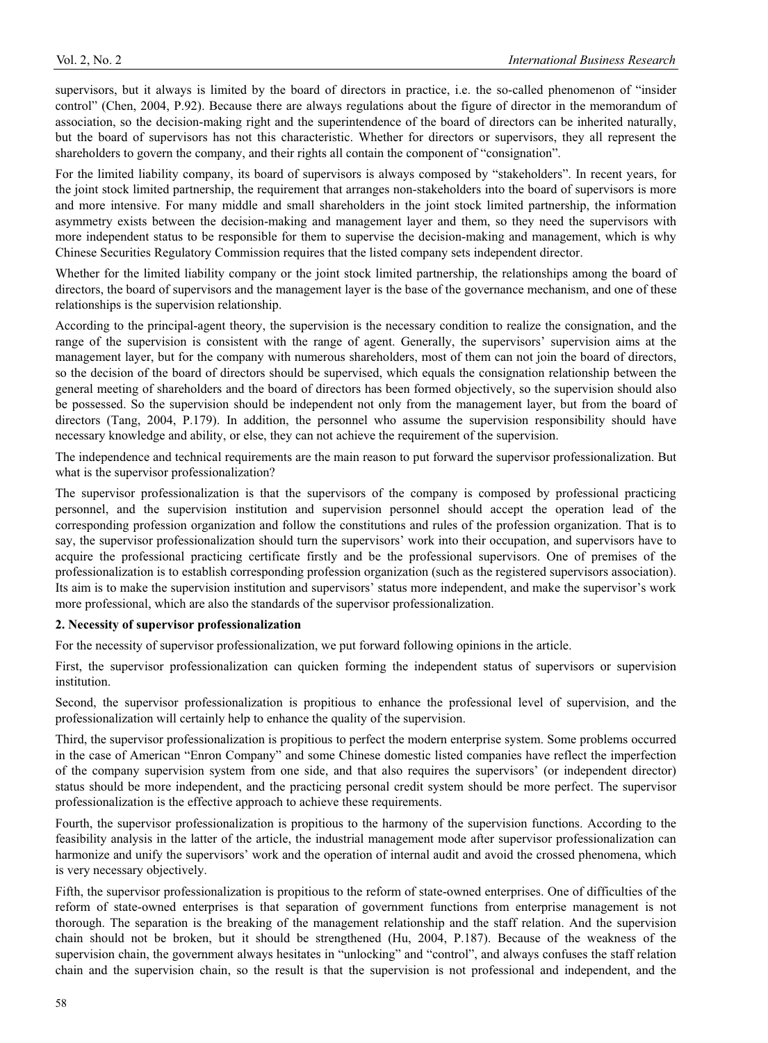supervisors, but it always is limited by the board of directors in practice, i.e. the so-called phenomenon of "insider control" (Chen, 2004, P.92). Because there are always regulations about the figure of director in the memorandum of association, so the decision-making right and the superintendence of the board of directors can be inherited naturally, but the board of supervisors has not this characteristic. Whether for directors or supervisors, they all represent the shareholders to govern the company, and their rights all contain the component of "consignation".

For the limited liability company, its board of supervisors is always composed by "stakeholders". In recent years, for the joint stock limited partnership, the requirement that arranges non-stakeholders into the board of supervisors is more and more intensive. For many middle and small shareholders in the joint stock limited partnership, the information asymmetry exists between the decision-making and management layer and them, so they need the supervisors with more independent status to be responsible for them to supervise the decision-making and management, which is why Chinese Securities Regulatory Commission requires that the listed company sets independent director.

Whether for the limited liability company or the joint stock limited partnership, the relationships among the board of directors, the board of supervisors and the management layer is the base of the governance mechanism, and one of these relationships is the supervision relationship.

According to the principal-agent theory, the supervision is the necessary condition to realize the consignation, and the range of the supervision is consistent with the range of agent. Generally, the supervisors' supervision aims at the management layer, but for the company with numerous shareholders, most of them can not join the board of directors, so the decision of the board of directors should be supervised, which equals the consignation relationship between the general meeting of shareholders and the board of directors has been formed objectively, so the supervision should also be possessed. So the supervision should be independent not only from the management layer, but from the board of directors (Tang, 2004, P.179). In addition, the personnel who assume the supervision responsibility should have necessary knowledge and ability, or else, they can not achieve the requirement of the supervision.

The independence and technical requirements are the main reason to put forward the supervisor professionalization. But what is the supervisor professionalization?

The supervisor professionalization is that the supervisors of the company is composed by professional practicing personnel, and the supervision institution and supervision personnel should accept the operation lead of the corresponding profession organization and follow the constitutions and rules of the profession organization. That is to say, the supervisor professionalization should turn the supervisors' work into their occupation, and supervisors have to acquire the professional practicing certificate firstly and be the professional supervisors. One of premises of the professionalization is to establish corresponding profession organization (such as the registered supervisors association). Its aim is to make the supervision institution and supervisors' status more independent, and make the supervisor's work more professional, which are also the standards of the supervisor professionalization.

## 2. Necessity of supervisor professionalization

For the necessity of supervisor professionalization, we put forward following opinions in the article.

First, the supervisor professionalization can quicken forming the independent status of supervisors or supervision institution.

Second, the supervisor professionalization is propitious to enhance the professional level of supervision, and the professionalization will certainly help to enhance the quality of the supervision.

Third, the supervisor professionalization is propitious to perfect the modern enterprise system. Some problems occurred in the case of American "Enron Company" and some Chinese domestic listed companies have reflect the imperfection of the company supervision system from one side, and that also requires the supervisors' (or independent director) status should be more independent, and the practicing personal credit system should be more perfect. The supervisor professionalization is the effective approach to achieve these requirements.

Fourth, the supervisor professionalization is propitious to the harmony of the supervision functions. According to the feasibility analysis in the latter of the article, the industrial management mode after supervisor professionalization can harmonize and unify the supervisors' work and the operation of internal audit and avoid the crossed phenomena, which is very necessary objectively.

Fifth, the supervisor professionalization is propitious to the reform of state-owned enterprises. One of difficulties of the reform of state-owned enterprises is that separation of government functions from enterprise management is not thorough. The separation is the breaking of the management relationship and the staff relation. And the supervision chain should not be broken, but it should be strengthened (Hu, 2004, P.187). Because of the weakness of the supervision chain, the government always hesitates in "unlocking" and "control", and always confuses the staff relation chain and the supervision chain, so the result is that the supervision is not professional and independent, and the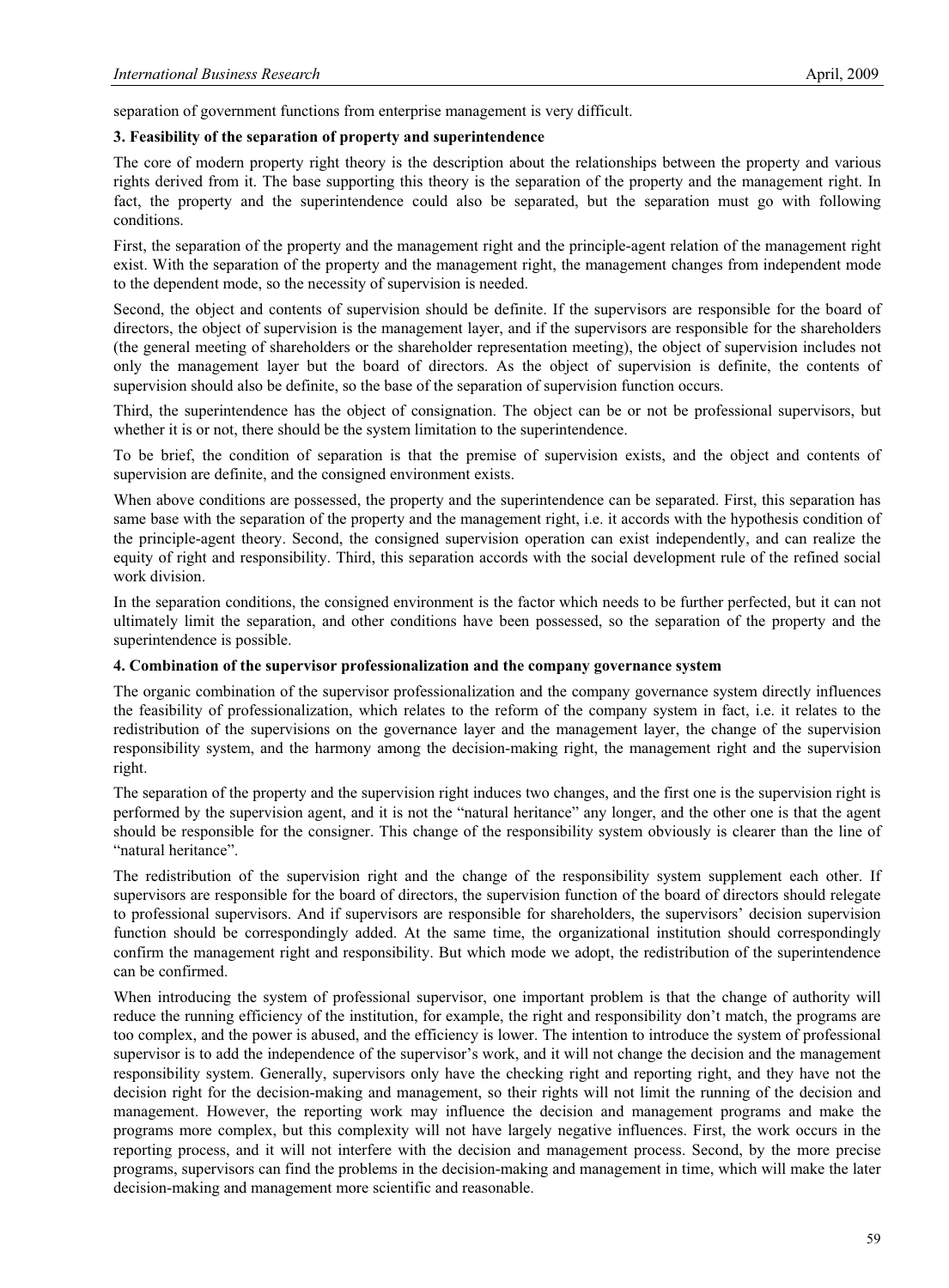separation of government functions from enterprise management is very difficult.

### 3. Feasibility of the separation of property and superintendence

The core of modern property right theory is the description about the relationships between the property and various rights derived from it. The base supporting this theory is the separation of the property and the management right. In fact, the property and the superintendence could also be separated, but the separation must go with following conditions.

First, the separation of the property and the management right and the principle-agent relation of the management right exist. With the separation of the property and the management right, the management changes from independent mode to the dependent mode, so the necessity of supervision is needed.

Second, the object and contents of supervision should be definite. If the supervisors are responsible for the board of directors, the object of supervision is the management layer, and if the supervisors are responsible for the shareholders (the general meeting of shareholders or the shareholder representation meeting), the object of supervision includes not only the management layer but the board of directors. As the object of supervision is definite, the contents of supervision should also be definite, so the base of the separation of supervision function occurs.

Third, the superintendence has the object of consignation. The object can be or not be professional supervisors, but whether it is or not, there should be the system limitation to the superintendence.

To be brief, the condition of separation is that the premise of supervision exists, and the object and contents of supervision are definite, and the consigned environment exists.

When above conditions are possessed, the property and the superintendence can be separated. First, this separation has same base with the separation of the property and the management right, i.e. it accords with the hypothesis condition of the principle-agent theory. Second, the consigned supervision operation can exist independently, and can realize the equity of right and responsibility. Third, this separation accords with the social development rule of the refined social work division.

In the separation conditions, the consigned environment is the factor which needs to be further perfected, but it can not ultimately limit the separation, and other conditions have been possessed, so the separation of the property and the superintendence is possible.

### 4. Combination of the supervisor professionalization and the company governance system

The organic combination of the supervisor professionalization and the company governance system directly influences the feasibility of professionalization, which relates to the reform of the company system in fact, i.e. it relates to the redistribution of the supervisions on the governance layer and the management layer, the change of the supervision responsibility system, and the harmony among the decision-making right, the management right and the supervision right.

The separation of the property and the supervision right induces two changes, and the first one is the supervision right is performed by the supervision agent, and it is not the "natural heritance" any longer, and the other one is that the agent should be responsible for the consigner. This change of the responsibility system obviously is clearer than the line of "natural heritance".

The redistribution of the supervision right and the change of the responsibility system supplement each other. If supervisors are responsible for the board of directors, the supervision function of the board of directors should relegate to professional supervisors. And if supervisors are responsible for shareholders, the supervisors' decision supervision function should be correspondingly added. At the same time, the organizational institution should correspondingly confirm the management right and responsibility. But which mode we adopt, the redistribution of the superintendence can be confirmed.

When introducing the system of professional supervisor, one important problem is that the change of authority will reduce the running efficiency of the institution, for example, the right and responsibility don't match, the programs are too complex, and the power is abused, and the efficiency is lower. The intention to introduce the system of professional supervisor is to add the independence of the supervisor's work, and it will not change the decision and the management responsibility system. Generally, supervisors only have the checking right and reporting right, and they have not the decision right for the decision-making and management, so their rights will not limit the running of the decision and management. However, the reporting work may influence the decision and management programs and make the programs more complex, but this complexity will not have largely negative influences. First, the work occurs in the reporting process, and it will not interfere with the decision and management process. Second, by the more precise programs, supervisors can find the problems in the decision-making and management in time, which will make the later decision-making and management more scientific and reasonable.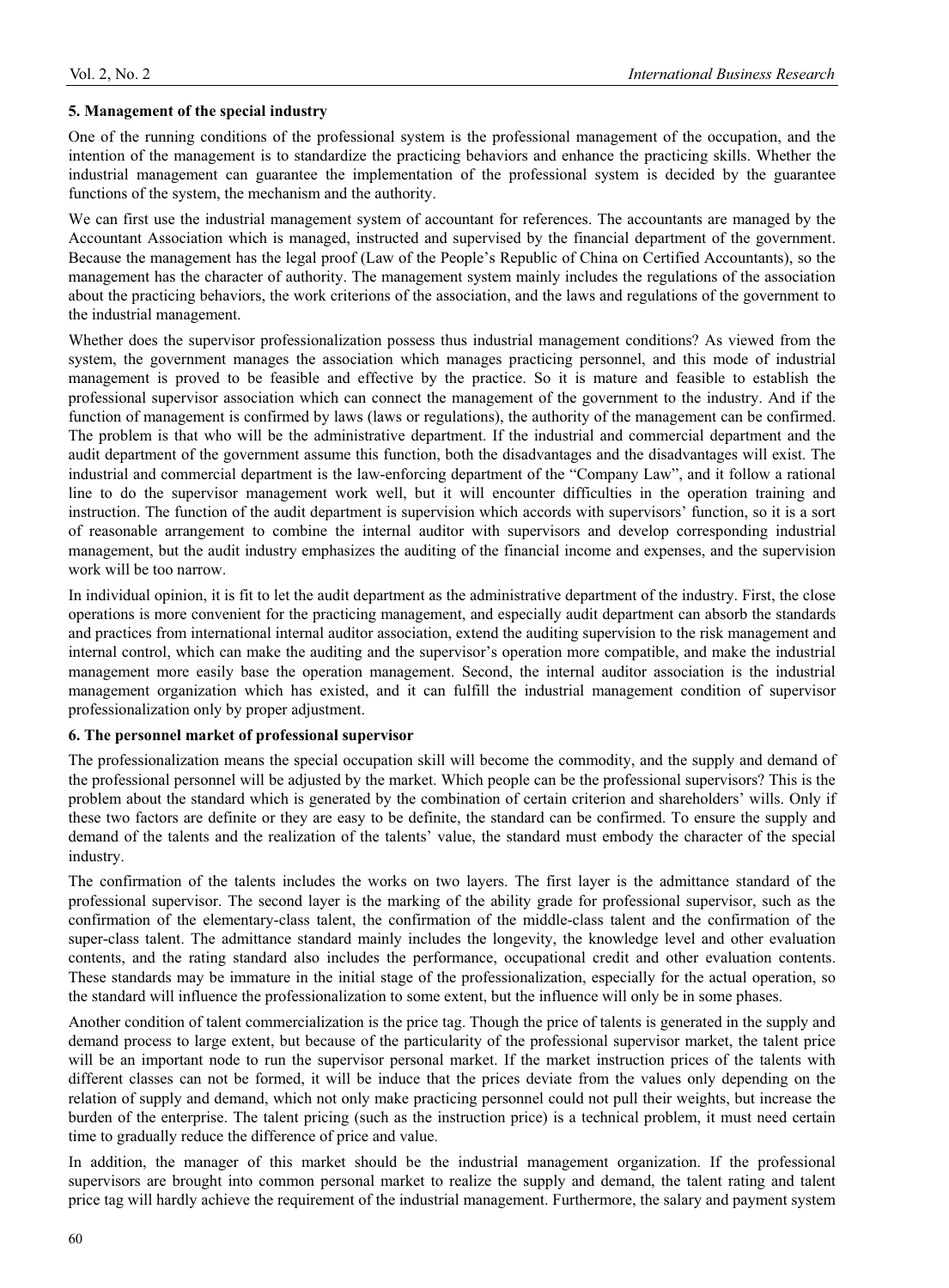**5. Management of the special industry**

One of the running conditions of the professional system is the professional management of the occupation, and the intention of the management is to standardize the practicing behaviors and enhance the practicing skills. Whether the industrial management can guarantee the implementation of the professional system is decided by the guarantee functions of the system, the mechanism and the authority.

We can first use the industrial management system of accountant for references. The accountants are managed by the Accountant Association which is managed, instructed and supervised by the financial department of the government. Because the management has the legal proof (Law of the People's Republic of China on Certified Accountants), so the management has the character of authority. The management system mainly includes the regulations of the association about the practicing behaviors, the work criterions of the association, and the laws and regulations of the government to the industrial management.

Whether does the supervisor professionalization possess thus industrial management conditions? As viewed from the system, the government manages the association which manages practicing personnel, and this mode of industrial management is proved to be feasible and effective by the practice. So it is mature and feasible to establish the professional supervisor association which can connect the management of the government to the industry. And if the function of management is confirmed by laws (laws or regulations), the authority of the management can be confirmed. The problem is that who will be the administrative department. If the industrial and commercial department and the audit department of the government assume this function, both the disadvantages and the disadvantages will exist. The industrial and commercial department is the law-enforcing department of the "Company Law", and it follow a rational line to do the supervisor management work well, but it will encounter difficulties in the operation training and instruction. The function of the audit department is supervision which accords with supervisors' function, so it is a sort of reasonable arrangement to combine the internal auditor with supervisors and develop corresponding industrial management, but the audit industry emphasizes the auditing of the financial income and expenses, and the supervision work will be too narrow.

In individual opinion, it is fit to let the audit department as the administrative department of the industry. First, the close operations is more convenient for the practicing management, and especially audit department can absorb the standards and practices from international internal auditor association, extend the auditing supervision to the risk management and internal control, which can make the auditing and the supervisor's operation more compatible, and make the industrial management more easily base the operation management. Second, the internal auditor association is the industrial management organization which has existed, and it can fulfill the industrial management condition of supervisor professionalization only by proper adjustment.

**6. The personnel market of professional supervisor**

The professionalization means the special occupation skill will become the commodity, and the supply and demand of the professional personnel will be adjusted by the market. Which people can be the professional supervisors? This is the problem about the standard which is generated by the combination of certain criterion and shareholders' wills. Only if these two factors are definite or they are easy to be definite, the standard can be confirmed. To ensure the supply and demand of the talents and the realization of the talents' value, the standard must embody the character of the special industry.

The confirmation of the talents includes the works on two layers. The first layer is the admittance standard of the professional supervisor. The second layer is the marking of the ability grade for professional supervisor, such as the confirmation of the elementary-class talent, the confirmation of the middle-class talent and the confirmation of the super-class talent. The admittance standard mainly includes the longevity, the knowledge level and other evaluation contents, and the rating standard also includes the performance, occupational credit and other evaluation contents. These standards may be immature in the initial stage of the professionalization, especially for the actual operation, so the standard will influence the professionalization to some extent, but the influence will only be in some phases.

Another condition of talent commercialization is the price tag. Though the price of talents is generated in the supply and demand process to large extent, but because of the particularity of the professional supervisor market, the talent price will be an important node to run the supervisor personal market. If the market instruction prices of the talents with different classes can not be formed, it will be induce that the prices deviate from the values only depending on the relation of supply and demand, which not only make practicing personnel could not pull their weights, but increase the burden of the enterprise. The talent pricing (such as the instruction price) is a technical problem, it must need certain time to gradually reduce the difference of price and value.

In addition, the manager of this market should be the industrial management organization. If the professional supervisors are brought into common personal market to realize the supply and demand, the talent rating and talent price tag will hardly achieve the requirement of the industrial management. Furthermore, the salary and payment system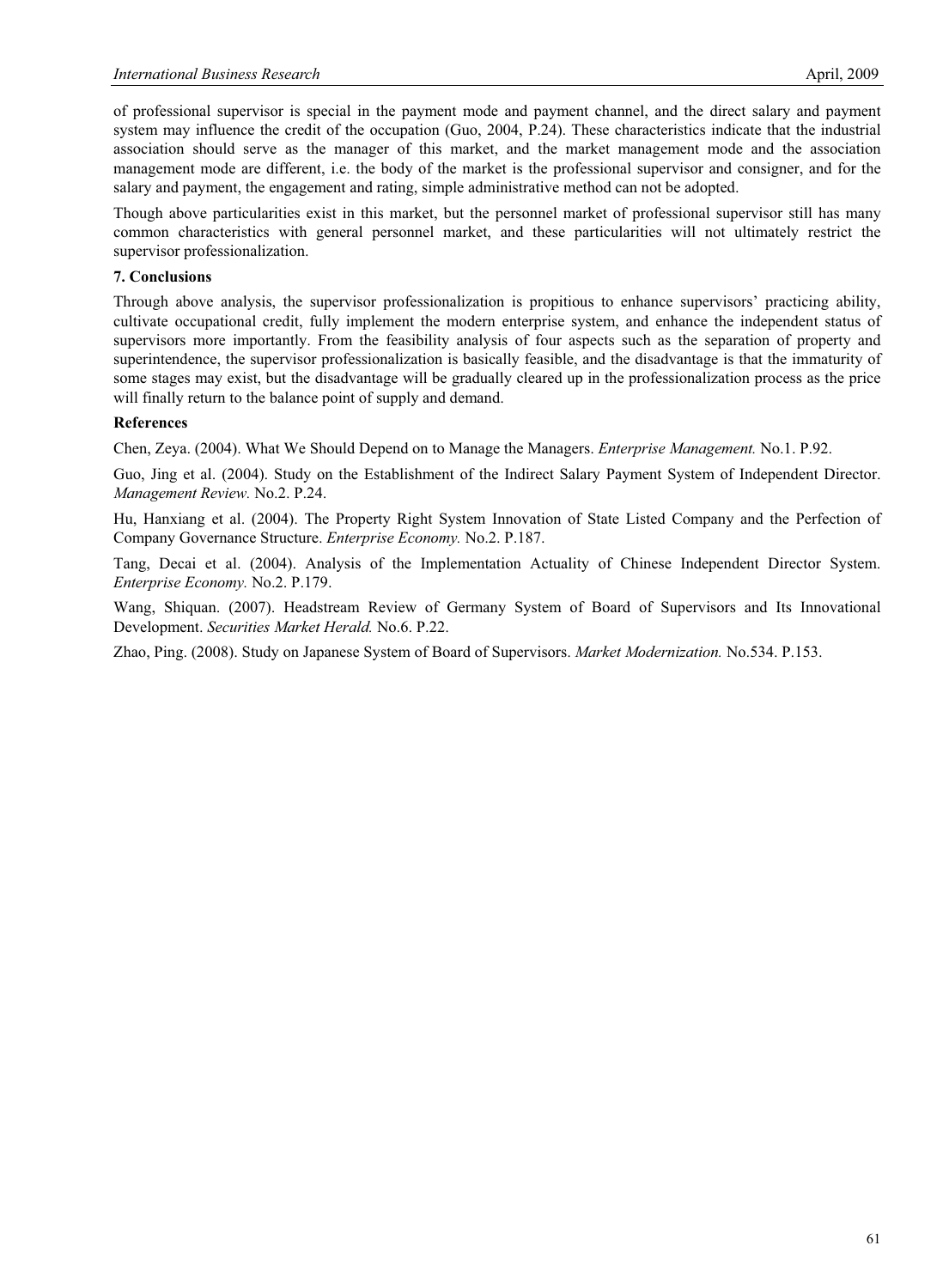of professional supervisor is special in the payment mode and payment channel, and the direct salary and payment system may influence the credit of the occupation (Guo, 2004, P.24). These characteristics indicate that the industrial association should serve as the manager of this market, and the market management mode and the association management mode are different, i.e. the body of the market is the professional supervisor and consigner, and for the salary and payment, the engagement and rating, simple administrative method can not be adopted.

Though above particularities exist in this market, but the personnel market of professional supervisor still has many common characteristics with general personnel market, and these particularities will not ultimately restrict the supervisor professionalization.

**7. Conclusions**

Through above analysis, the supervisor professionalization is propitious to enhance supervisors' practicing ability, cultivate occupational credit, fully implement the modern enterprise system, and enhance the independent status of supervisors more importantly. From the feasibility analysis of four aspects such as the separation of property and superintendence, the supervisor professionalization is basically feasible, and the disadvantage is that the immaturity of some stages may exist, but the disadvantage will be gradually cleared up in the professionalization process as the price will finally return to the balance point of supply and demand.

**References**

Chen, Zeya. (2004). What We Should Depend on to Manage the Managers. *Enterprise Management.* No.1. P.92.

Guo, Jing et al. (2004). Study on the Establishment of the Indirect Salary Payment System of Independent Director. *Management Review.* No.2. P.24.

Hu, Hanxiang et al. (2004). The Property Right System Innovation of State Listed Company and the Perfection of Company Governance Structure. *Enterprise Economy.* No.2. P.187.

Tang, Decai et al. (2004). Analysis of the Implementation Actuality of Chinese Independent Director System. *Enterprise Economy.* No.2. P.179.

Wang, Shiquan. (2007). Headstream Review of Germany System of Board of Supervisors and Its Innovational Development. *Securities Market Herald.* No.6. P.22.

Zhao, Ping. (2008). Study on Japanese System of Board of Supervisors. *Market Modernization.* No.534. P.153.